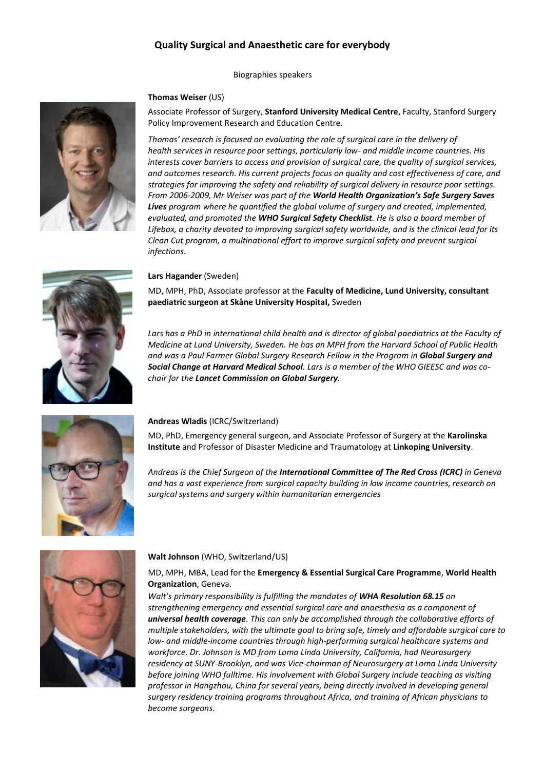# Quality Surgical and Anaesthetic care for everybody

Biographies speakers

**Thomas Weiser** (US)

Associate Professor of Surgery, **Stanford University Medical Centre**, Faculty, Stanford Surgery Policy Improvement Research and Education Centre.

*Thomas' research is focused on evaluating the role of surgical care in the delivery of health services in resource poor settings, particularly low- and middle income countries. His interests cover barriers to access and provision of surgical care, the quality of surgical services, and outcomes research. His current projects focus on quality and cost effectiveness of care, and strategies for improving the safety and reliability of surgical delivery in resource poor settings. From 2006-2009, Mr Weiser was part of the **World Health Organization's Safe Surgery Saves Lives** program where he quantified the global volume of surgery and created, implemented, evaluated, and promoted the **WHO Surgical Safety Checklist**. He is also a board member of Lifebox, a charity devoted to improving surgical safety worldwide, and is the clinical lead for its Clean Cut program, a multinational effort to improve surgical safety and prevent surgical infections.*

**Lars Hagander** (Sweden)

MD, MPH, PhD, Associate professor at the **Faculty of Medicine, Lund University, consultant paediatric surgeon at Skåne University Hospital,** Sweden

*Lars has a PhD in international child health and is director of global paediatrics at the Faculty of Medicine at Lund University, Sweden. He has an MPH from the Harvard School of Public Health and was a Paul Farmer Global Surgery Research Fellow in the Program in **Global Surgery and Social Change at Harvard Medical School**. Lars is a member of the WHO GIEESC and was co-chair for the **Lancet Commission on Global Surgery**.*

**Andreas Wladis** (ICRC/Switzerland)

MD, PhD, Emergency general surgeon, and Associate Professor of Surgery at the **Karolinska Institute** and Professor of Disaster Medicine and Traumatology at **Linkoping University**.

*Andreas is the Chief Surgeon of the **International Committee of The Red Cross (ICRC)** in Geneva and has a vast experience from surgical capacity building in low income countries, research on surgical systems and surgery within humanitarian emergencies*

**Walt Johnson** (WHO, Switzerland/US)

MD, MPH, MBA, Lead for the **Emergency & Essential Surgical Care Programme**, **World Health Organization**, Geneva.

*Walt's primary responsibility is fulfilling the mandates of **WHA Resolution 68.15** on strengthening emergency and essential surgical care and anaesthesia as a component of **universal health coverage**. This can only be accomplished through the collaborative efforts of multiple stakeholders, with the ultimate goal to bring safe, timely and affordable surgical care to low- and middle-income countries through high-performing surgical healthcare systems and workforce. Dr. Johnson is MD from Loma Linda University, California, had Neurosurgery residency at SUNY-Brooklyn, and was Vice-chairman of Neurosurgery at Loma Linda University before joining WHO fulltime. His involvement with Global Surgery include teaching as visiting professor in Hangzhou, China for several years, being directly involved in developing general surgery residency training programs throughout Africa, and training of African physicians to become surgeons.*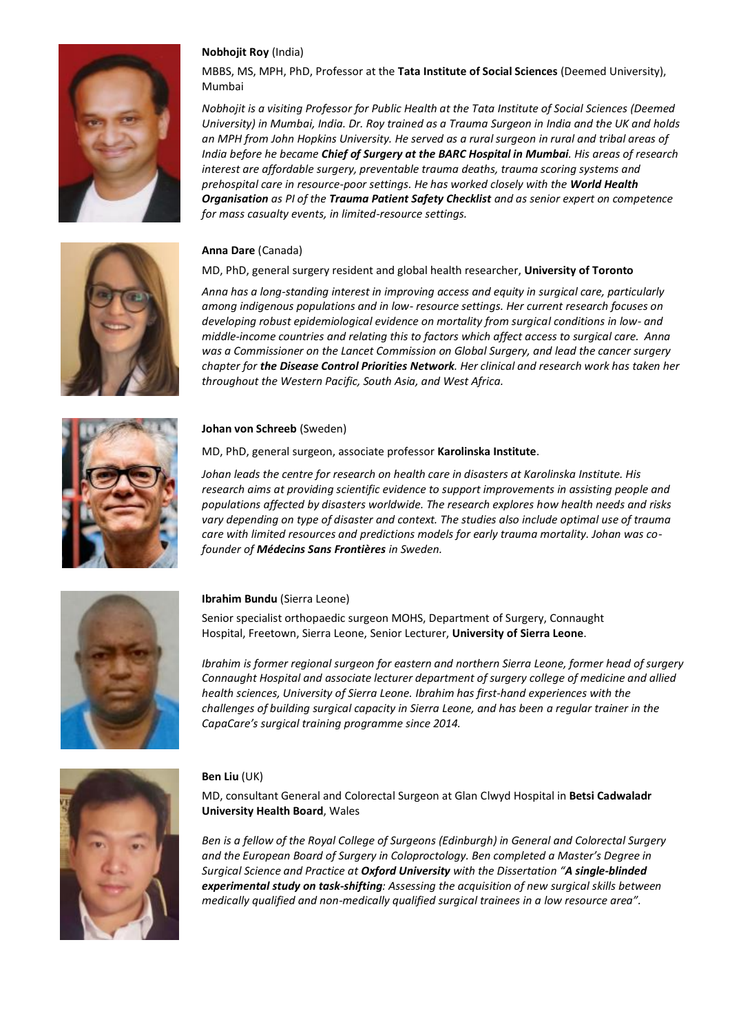**Nobhojit Roy** (India)

MBBS, MS, MPH, PhD, Professor at the **Tata Institute of Social Sciences** (Deemed University), Mumbai

*Nobhojit is a visiting Professor for Public Health at the Tata Institute of Social Sciences (Deemed University) in Mumbai, India. Dr. Roy trained as a Trauma Surgeon in India and the UK and holds an MPH from John Hopkins University. He served as a rural surgeon in rural and tribal areas of India before he became* ***Chief of Surgery at the BARC Hospital in Mumbai****. His areas of research interest are affordable surgery, preventable trauma deaths, trauma scoring systems and prehospital care in resource-poor settings. He has worked closely with the* ***World Health Organisation*** *as PI of the* ***Trauma Patient Safety Checklist*** *and as senior expert on competence for mass casualty events, in limited-resource settings.*

**Anna Dare** (Canada)

MD, PhD, general surgery resident and global health researcher, **University of Toronto**

*Anna has a long-standing interest in improving access and equity in surgical care, particularly among indigenous populations and in low- resource settings. Her current research focuses on developing robust epidemiological evidence on mortality from surgical conditions in low- and middle-income countries and relating this to factors which affect access to surgical care. Anna was a Commissioner on the Lancet Commission on Global Surgery, and lead the cancer surgery chapter for* ***the Disease Control Priorities Network****. Her clinical and research work has taken her throughout the Western Pacific, South Asia, and West Africa.*

**Johan von Schreeb** (Sweden)

MD, PhD, general surgeon, associate professor **Karolinska Institute**.

*Johan leads the centre for research on health care in disasters at Karolinska Institute. His research aims at providing scientific evidence to support improvements in assisting people and populations affected by disasters worldwide. The research explores how health needs and risks vary depending on type of disaster and context. The studies also include optimal use of trauma care with limited resources and predictions models for early trauma mortality. Johan was co-founder of* ***Médecins Sans Frontières*** *in Sweden.*

**Ibrahim Bundu** (Sierra Leone)

Senior specialist orthopaedic surgeon MOHS, Department of Surgery, Connaught Hospital, Freetown, Sierra Leone, Senior Lecturer, **University of Sierra Leone**.

*Ibrahim is former regional surgeon for eastern and northern Sierra Leone, former head of surgery Connaught Hospital and associate lecturer department of surgery college of medicine and allied health sciences, University of Sierra Leone. Ibrahim has first-hand experiences with the challenges of building surgical capacity in Sierra Leone, and has been a regular trainer in the CapaCare's surgical training programme since 2014.*

**Ben Liu** (UK)

MD, consultant General and Colorectal Surgeon at Glan Clwyd Hospital in **Betsi Cadwaladr University Health Board**, Wales

*Ben is a fellow of the Royal College of Surgeons (Edinburgh) in General and Colorectal Surgery and the European Board of Surgery in Coloproctology. Ben completed a Master's Degree in Surgical Science and Practice at* ***Oxford University*** *with the Dissertation "****A single-blinded experimental study on task-shifting****: Assessing the acquisition of new surgical skills between medically qualified and non-medically qualified surgical trainees in a low resource area".*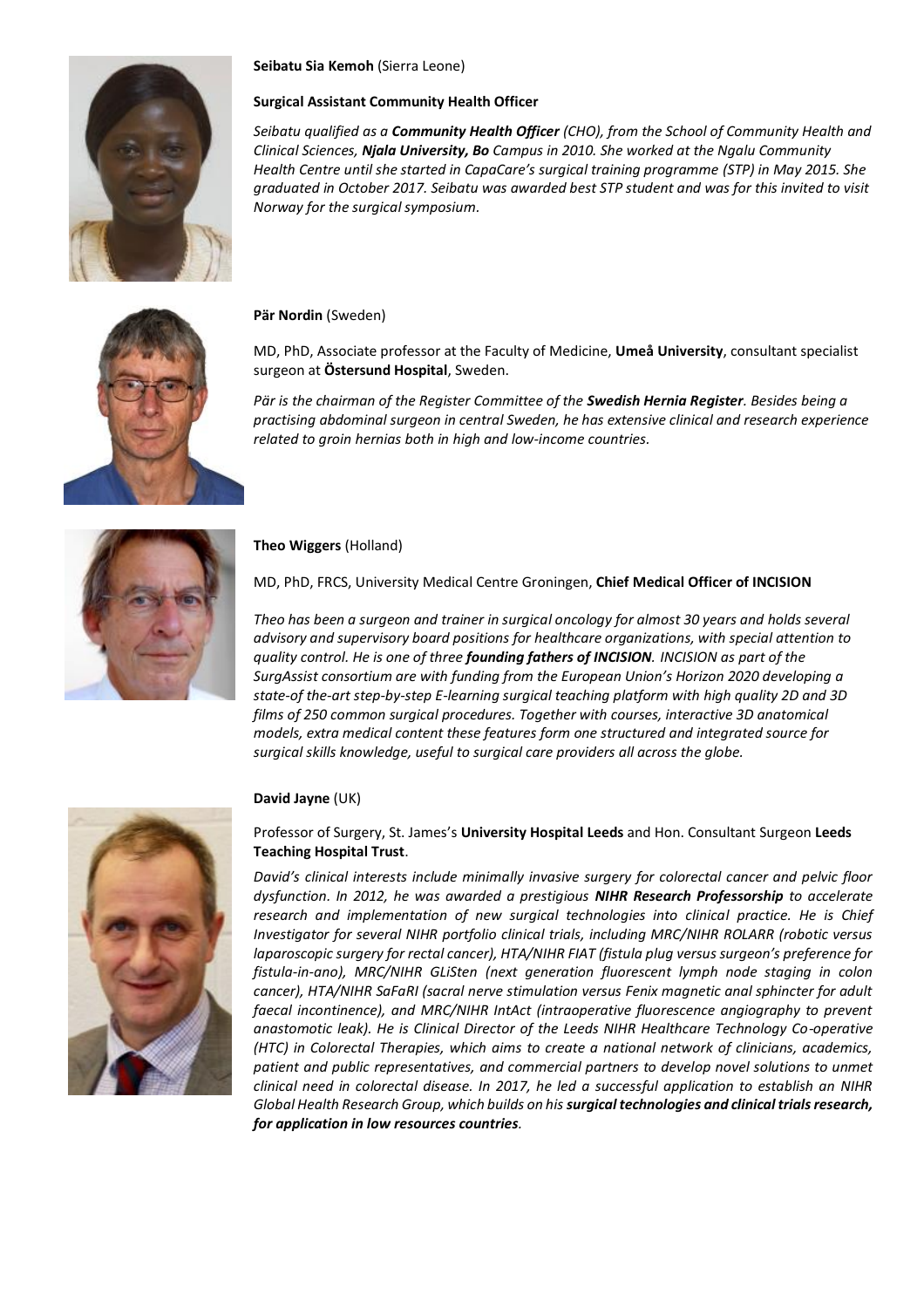**Seibatu Sia Kemoh** (Sierra Leone)

**Surgical Assistant Community Health Officer**

*Seibatu qualified as a **Community Health Officer** (CHO), from the School of Community Health and Clinical Sciences, **Njala University, Bo** Campus in 2010. She worked at the Ngalu Community Health Centre until she started in CapaCare's surgical training programme (STP) in May 2015. She graduated in October 2017. Seibatu was awarded best STP student and was for this invited to visit Norway for the surgical symposium.*

**Pär Nordin** (Sweden)

MD, PhD, Associate professor at the Faculty of Medicine, **Umeå University**, consultant specialist surgeon at **Östersund Hospital**, Sweden.

*Pär is the chairman of the Register Committee of the **Swedish Hernia Register**. Besides being a practising abdominal surgeon in central Sweden, he has extensive clinical and research experience related to groin hernias both in high and low-income countries.*

**Theo Wiggers** (Holland)

MD, PhD, FRCS, University Medical Centre Groningen, **Chief Medical Officer of INCISION**

*Theo has been a surgeon and trainer in surgical oncology for almost 30 years and holds several advisory and supervisory board positions for healthcare organizations, with special attention to quality control. He is one of three **founding fathers of INCISION**. INCISION as part of the SurgAssist consortium are with funding from the European Union's Horizon 2020 developing a state-of the-art step-by-step E-learning surgical teaching platform with high quality 2D and 3D films of 250 common surgical procedures. Together with courses, interactive 3D anatomical models, extra medical content these features form one structured and integrated source for surgical skills knowledge, useful to surgical care providers all across the globe.*

**David Jayne** (UK)

Professor of Surgery, St. James's **University Hospital Leeds** and Hon. Consultant Surgeon **Leeds Teaching Hospital Trust**.

*David's clinical interests include minimally invasive surgery for colorectal cancer and pelvic floor dysfunction. In 2012, he was awarded a prestigious **NIHR Research Professorship** to accelerate research and implementation of new surgical technologies into clinical practice. He is Chief Investigator for several NIHR portfolio clinical trials, including MRC/NIHR ROLARR (robotic versus laparoscopic surgery for rectal cancer), HTA/NIHR FIAT (fistula plug versus surgeon's preference for fistula-in-ano), MRC/NIHR GLiSten (next generation fluorescent lymph node staging in colon cancer), HTA/NIHR SaFaRI (sacral nerve stimulation versus Fenix magnetic anal sphincter for adult faecal incontinence), and MRC/NIHR IntAct (intraoperative fluorescence angiography to prevent anastomotic leak). He is Clinical Director of the Leeds NIHR Healthcare Technology Co-operative (HTC) in Colorectal Therapies, which aims to create a national network of clinicians, academics, patient and public representatives, and commercial partners to develop novel solutions to unmet clinical need in colorectal disease. In 2017, he led a successful application to establish an NIHR Global Health Research Group, which builds on his **surgical technologies and clinical trials research, for application in low resources countries**.*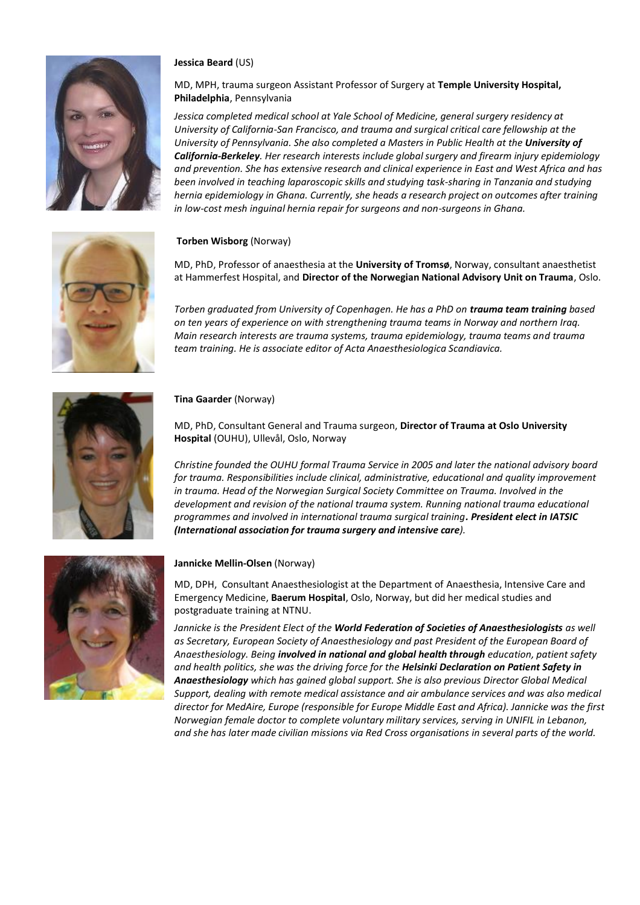**Jessica Beard** (US)

MD, MPH, trauma surgeon Assistant Professor of Surgery at **Temple University Hospital, Philadelphia**, Pennsylvania

*Jessica completed medical school at Yale School of Medicine, general surgery residency at University of California-San Francisco, and trauma and surgical critical care fellowship at the University of Pennsylvania. She also completed a Masters in Public Health at the* ***University of California-Berkeley****. Her research interests include global surgery and firearm injury epidemiology and prevention. She has extensive research and clinical experience in East and West Africa and has been involved in teaching laparoscopic skills and studying task-sharing in Tanzania and studying hernia epidemiology in Ghana. Currently, she heads a research project on outcomes after training in low-cost mesh inguinal hernia repair for surgeons and non-surgeons in Ghana.*

**Torben Wisborg** (Norway)

MD, PhD, Professor of anaesthesia at the **University of Tromsø**, Norway, consultant anaesthetist at Hammerfest Hospital, and **Director of the Norwegian National Advisory Unit on Trauma**, Oslo.

*Torben graduated from University of Copenhagen. He has a PhD on* ***trauma team training*** *based on ten years of experience on with strengthening trauma teams in Norway and northern Iraq. Main research interests are trauma systems, trauma epidemiology, trauma teams and trauma team training. He is associate editor of Acta Anaesthesiologica Scandiavica.*

**Tina Gaarder** (Norway)

MD, PhD, Consultant General and Trauma surgeon, **Director of Trauma at Oslo University Hospital** (OUHU), Ullevål, Oslo, Norway

*Christine founded the OUHU formal Trauma Service in 2005 and later the national advisory board for trauma. Responsibilities include clinical, administrative, educational and quality improvement in trauma. Head of the Norwegian Surgical Society Committee on Trauma. Involved in the development and revision of the national trauma system. Running national trauma educational programmes and involved in international trauma surgical training***. President elect in IATSIC (International association for trauma surgery and intensive care***).*

**Jannicke Mellin-Olsen** (Norway)

MD, DPH, Consultant Anaesthesiologist at the Department of Anaesthesia, Intensive Care and Emergency Medicine, **Baerum Hospital**, Oslo, Norway, but did her medical studies and postgraduate training at NTNU.

*Jannicke is the President Elect of the* ***World Federation of Societies of Anaesthesiologists*** *as well as Secretary, European Society of Anaesthesiology and past President of the European Board of Anaesthesiology. Being* ***involved in national and global health through*** *education, patient safety and health politics, she was the driving force for the* ***Helsinki Declaration on Patient Safety in Anaesthesiology*** *which has gained global support. She is also previous Director Global Medical Support, dealing with remote medical assistance and air ambulance services and was also medical director for MedAire, Europe (responsible for Europe Middle East and Africa). Jannicke was the first Norwegian female doctor to complete voluntary military services, serving in UNIFIL in Lebanon, and she has later made civilian missions via Red Cross organisations in several parts of the world.*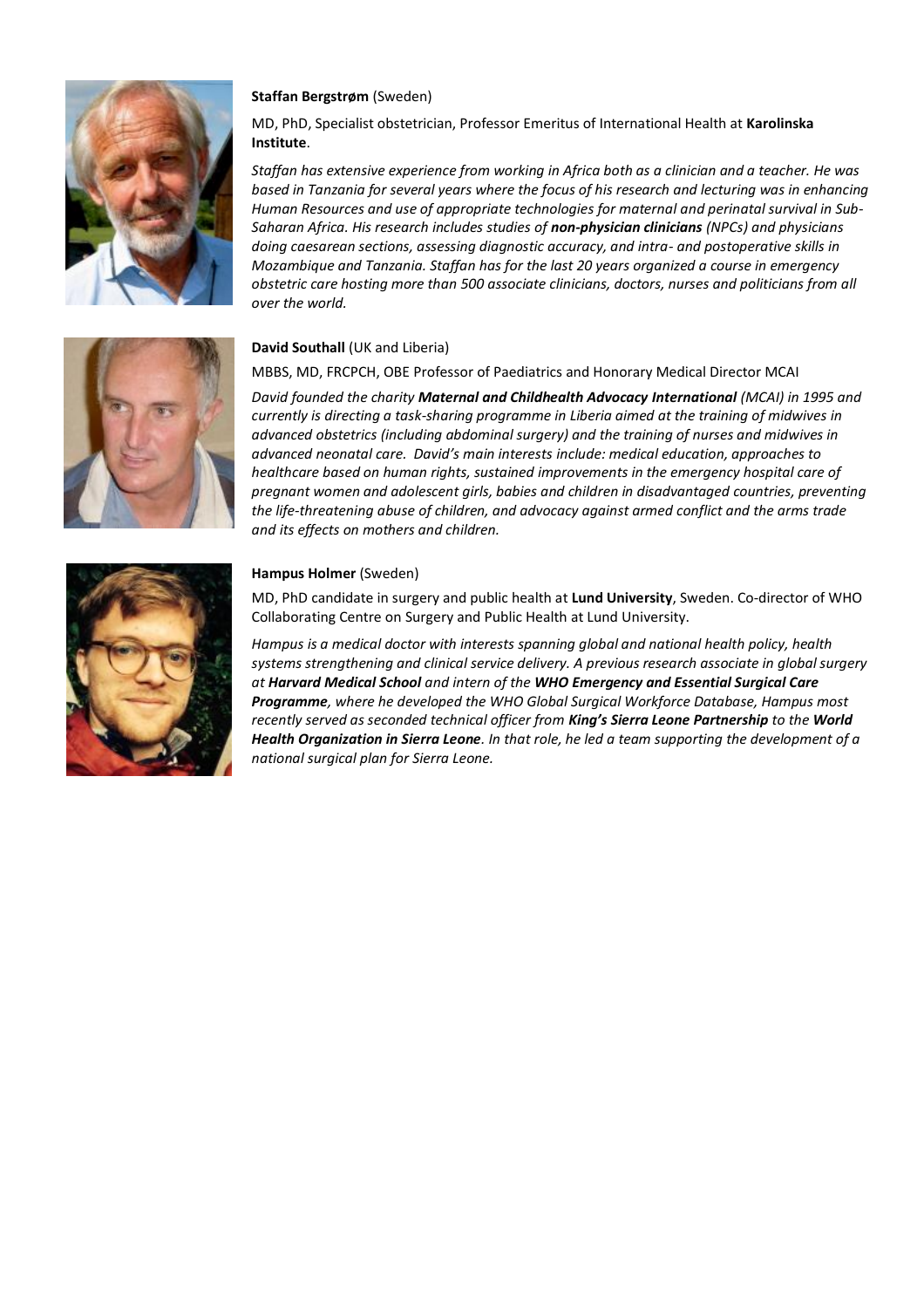**Staffan Bergstrøm** (Sweden)

MD, PhD, Specialist obstetrician, Professor Emeritus of International Health at **Karolinska Institute**.

*Staffan has extensive experience from working in Africa both as a clinician and a teacher. He was based in Tanzania for several years where the focus of his research and lecturing was in enhancing Human Resources and use of appropriate technologies for maternal and perinatal survival in Sub-Saharan Africa. His research includes studies of* ***non-physician clinicians*** *(NPCs) and physicians doing caesarean sections, assessing diagnostic accuracy, and intra- and postoperative skills in Mozambique and Tanzania. Staffan has for the last 20 years organized a course in emergency obstetric care hosting more than 500 associate clinicians, doctors, nurses and politicians from all over the world.*

**David Southall** (UK and Liberia)

MBBS, MD, FRCPCH, OBE Professor of Paediatrics and Honorary Medical Director MCAI

*David founded the charity* ***Maternal and Childhealth Advocacy International*** *(MCAI) in 1995 and currently is directing a task-sharing programme in Liberia aimed at the training of midwives in advanced obstetrics (including abdominal surgery) and the training of nurses and midwives in advanced neonatal care. David's main interests include: medical education, approaches to healthcare based on human rights, sustained improvements in the emergency hospital care of pregnant women and adolescent girls, babies and children in disadvantaged countries, preventing the life-threatening abuse of children, and advocacy against armed conflict and the arms trade and its effects on mothers and children.*

**Hampus Holmer** (Sweden)

MD, PhD candidate in surgery and public health at **Lund University**, Sweden. Co-director of WHO Collaborating Centre on Surgery and Public Health at Lund University.

*Hampus is a medical doctor with interests spanning global and national health policy, health systems strengthening and clinical service delivery. A previous research associate in global surgery at* ***Harvard Medical School*** *and intern of the* ***WHO Emergency and Essential Surgical Care Programme****, where he developed the WHO Global Surgical Workforce Database, Hampus most recently served as seconded technical officer from* ***King's Sierra Leone Partnership*** *to the* ***World Health Organization in Sierra Leone****. In that role, he led a team supporting the development of a national surgical plan for Sierra Leone.*